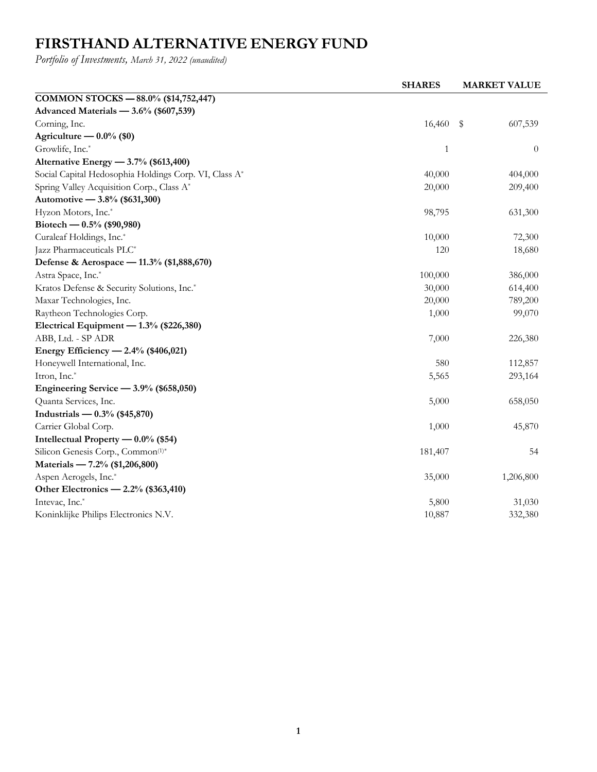# FIRSTHAND ALTERNATIVE ENERGY FUND

*Portfolio of Investments, March 31, 2022 (unaudited)*

| | SHARES | MARKET VALUE |
|---|---|---|
| **COMMON STOCKS — 88.0% ($14,752,447)** | | |
| **Advanced Materials — 3.6% ($607,539)** | | |
| Corning, Inc. | 16,460 | $ 607,539 |
| **Agriculture — 0.0% ($0)** | | |
| Growlife, Inc.* | 1 | 0 |
| **Alternative Energy — 3.7% ($613,400)** | | |
| Social Capital Hedosophia Holdings Corp. VI, Class A* | 40,000 | 404,000 |
| Spring Valley Acquisition Corp., Class A* | 20,000 | 209,400 |
| **Automotive — 3.8% ($631,300)** | | |
| Hyzon Motors, Inc.* | 98,795 | 631,300 |
| **Biotech — 0.5% ($90,980)** | | |
| Curaleaf Holdings, Inc.* | 10,000 | 72,300 |
| Jazz Pharmaceuticals PLC* | 120 | 18,680 |
| **Defense & Aerospace — 11.3% ($1,888,670)** | | |
| Astra Space, Inc.* | 100,000 | 386,000 |
| Kratos Defense & Security Solutions, Inc.* | 30,000 | 614,400 |
| Maxar Technologies, Inc. | 20,000 | 789,200 |
| Raytheon Technologies Corp. | 1,000 | 99,070 |
| **Electrical Equipment — 1.3% ($226,380)** | | |
| ABB, Ltd. - SP ADR | 7,000 | 226,380 |
| **Energy Efficiency — 2.4% ($406,021)** | | |
| Honeywell International, Inc. | 580 | 112,857 |
| Itron, Inc.* | 5,565 | 293,164 |
| **Engineering Service — 3.9% ($658,050)** | | |
| Quanta Services, Inc. | 5,000 | 658,050 |
| **Industrials — 0.3% ($45,870)** | | |
| Carrier Global Corp. | 1,000 | 45,870 |
| **Intellectual Property — 0.0% ($54)** | | |
| Silicon Genesis Corp., Common(1)* | 181,407 | 54 |
| **Materials — 7.2% ($1,206,800)** | | |
| Aspen Aerogels, Inc.* | 35,000 | 1,206,800 |
| **Other Electronics — 2.2% ($363,410)** | | |
| Intevac, Inc.* | 5,800 | 31,030 |
| Koninklijke Philips Electronics N.V. | 10,887 | 332,380 |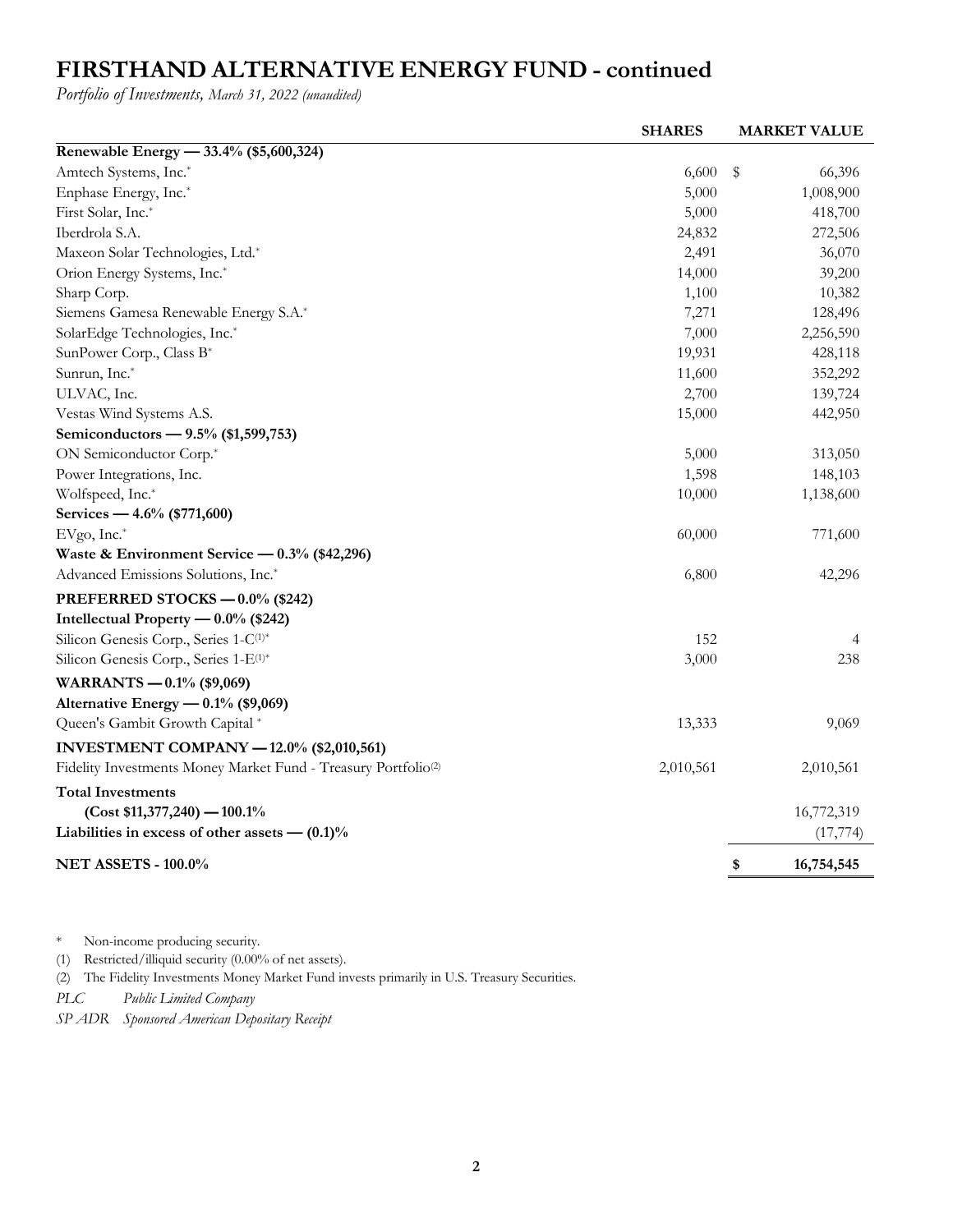# FIRSTHAND ALTERNATIVE ENERGY FUND - continued

*Portfolio of Investments, March 31, 2022 (unaudited)*

| | SHARES | MARKET VALUE |
|---|---|---|
| **Renewable Energy — 33.4% ($5,600,324)** | | |
| Amtech Systems, Inc.* | 6,600 | $ 66,396 |
| Enphase Energy, Inc.* | 5,000 | 1,008,900 |
| First Solar, Inc.* | 5,000 | 418,700 |
| Iberdrola S.A. | 24,832 | 272,506 |
| Maxeon Solar Technologies, Ltd.* | 2,491 | 36,070 |
| Orion Energy Systems, Inc.* | 14,000 | 39,200 |
| Sharp Corp. | 1,100 | 10,382 |
| Siemens Gamesa Renewable Energy S.A.* | 7,271 | 128,496 |
| SolarEdge Technologies, Inc.* | 7,000 | 2,256,590 |
| SunPower Corp., Class B* | 19,931 | 428,118 |
| Sunrun, Inc.* | 11,600 | 352,292 |
| ULVAC, Inc. | 2,700 | 139,724 |
| Vestas Wind Systems A.S. | 15,000 | 442,950 |
| **Semiconductors — 9.5% ($1,599,753)** | | |
| ON Semiconductor Corp.* | 5,000 | 313,050 |
| Power Integrations, Inc. | 1,598 | 148,103 |
| Wolfspeed, Inc.* | 10,000 | 1,138,600 |
| **Services — 4.6% ($771,600)** | | |
| EVgo, Inc.* | 60,000 | 771,600 |
| **Waste & Environment Service — 0.3% ($42,296)** | | |
| Advanced Emissions Solutions, Inc.* | 6,800 | 42,296 |
| **PREFERRED STOCKS — 0.0% ($242)** | | |
| **Intellectual Property — 0.0% ($242)** | | |
| Silicon Genesis Corp., Series 1-C[(1)]* | 152 | 4 |
| Silicon Genesis Corp., Series 1-E[(1)]* | 3,000 | 238 |
| **WARRANTS — 0.1% ($9,069)** | | |
| **Alternative Energy — 0.1% ($9,069)** | | |
| Queen's Gambit Growth Capital * | 13,333 | 9,069 |
| **INVESTMENT COMPANY — 12.0% ($2,010,561)** | | |
| Fidelity Investments Money Market Fund - Treasury Portfolio[(2)] | 2,010,561 | 2,010,561 |
| **Total Investments** | | |
| **(Cost $11,377,240) — 100.1%** | | 16,772,319 |
| **Liabilities in excess of other assets — (0.1)%** | | (17,774) |
| **NET ASSETS - 100.0%** | | **$ 16,754,545** |

\* Non-income producing security.

(1) Restricted/illiquid security (0.00% of net assets).

(2) The Fidelity Investments Money Market Fund invests primarily in U.S. Treasury Securities.

*PLC* *Public Limited Company*

*SP ADR* *Sponsored American Depositary Receipt*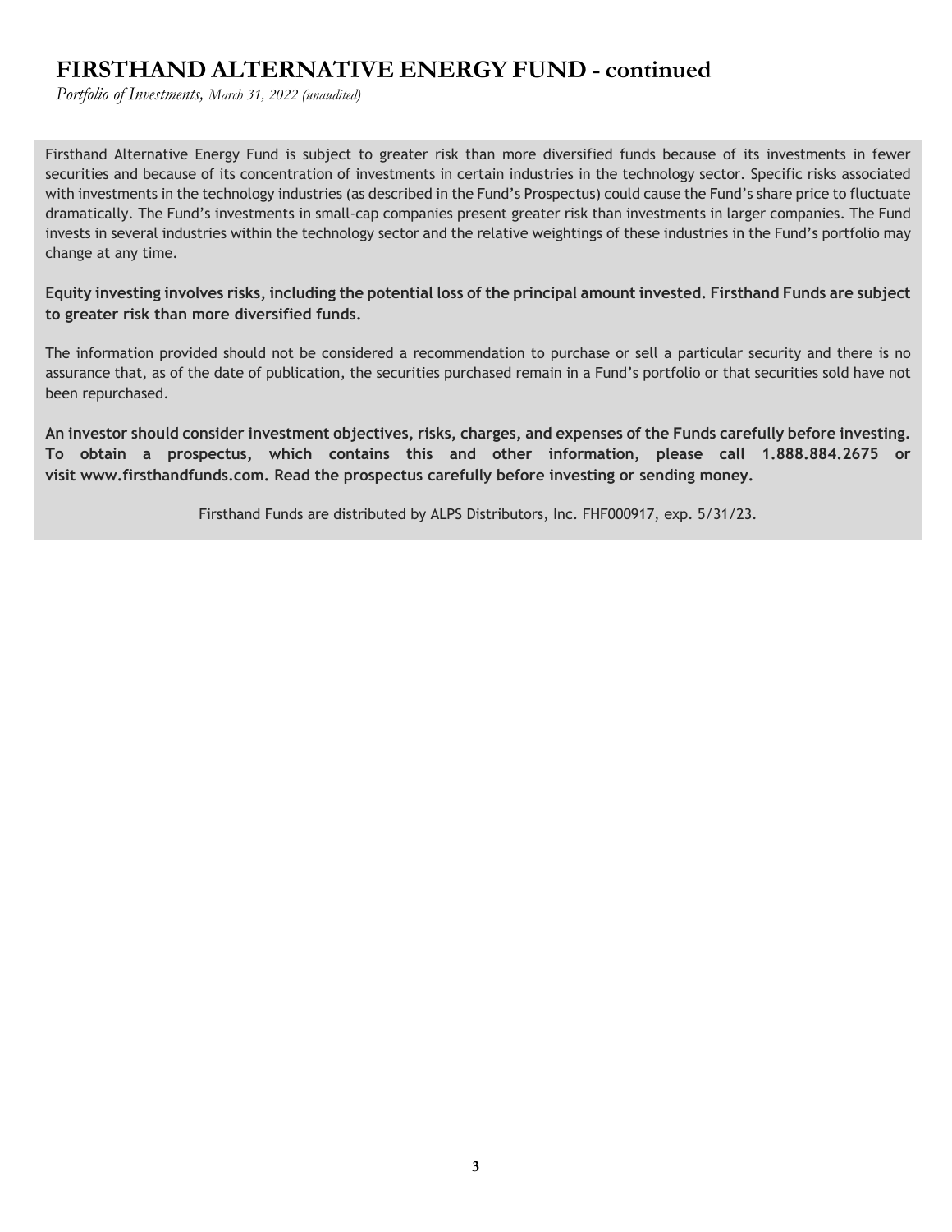# FIRSTHAND ALTERNATIVE ENERGY FUND - continued

*Portfolio of Investments, March 31, 2022 (unaudited)*

Firsthand Alternative Energy Fund is subject to greater risk than more diversified funds because of its investments in fewer securities and because of its concentration of investments in certain industries in the technology sector. Specific risks associated with investments in the technology industries (as described in the Fund's Prospectus) could cause the Fund's share price to fluctuate dramatically. The Fund's investments in small-cap companies present greater risk than investments in larger companies. The Fund invests in several industries within the technology sector and the relative weightings of these industries in the Fund's portfolio may change at any time.

**Equity investing involves risks, including the potential loss of the principal amount invested. Firsthand Funds are subject to greater risk than more diversified funds.**

The information provided should not be considered a recommendation to purchase or sell a particular security and there is no assurance that, as of the date of publication, the securities purchased remain in a Fund's portfolio or that securities sold have not been repurchased.

**An investor should consider investment objectives, risks, charges, and expenses of the Funds carefully before investing. To obtain a prospectus, which contains this and other information, please call 1.888.884.2675 or visit www.firsthandfunds.com. Read the prospectus carefully before investing or sending money.**

Firsthand Funds are distributed by ALPS Distributors, Inc. FHF000917, exp. 5/31/23.